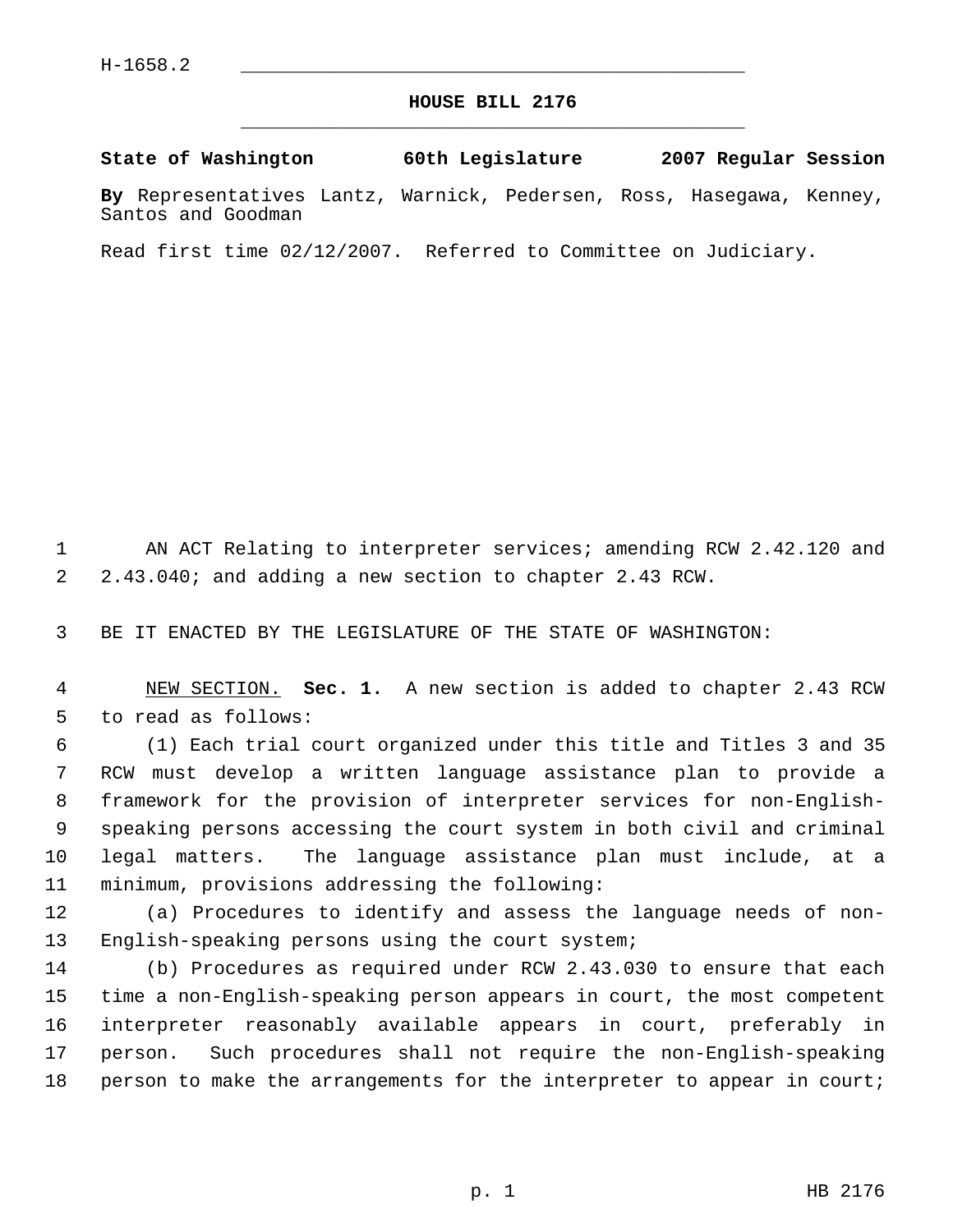H-1658.2

# HOUSE BILL 2176

**State of Washington 60th Legislature 2007 Regular Session**

**By** Representatives Lantz, Warnick, Pedersen, Ross, Hasegawa, Kenney, Santos and Goodman

Read first time 02/12/2007. Referred to Committee on Judiciary.

AN ACT Relating to interpreter services; amending RCW 2.42.120 and 2.43.040; and adding a new section to chapter 2.43 RCW.

BE IT ENACTED BY THE LEGISLATURE OF THE STATE OF WASHINGTON:

NEW SECTION. **Sec. 1.** A new section is added to chapter 2.43 RCW to read as follows:

(1) Each trial court organized under this title and Titles 3 and 35 RCW must develop a written language assistance plan to provide a framework for the provision of interpreter services for non-English-speaking persons accessing the court system in both civil and criminal legal matters. The language assistance plan must include, at a minimum, provisions addressing the following:

(a) Procedures to identify and assess the language needs of non-English-speaking persons using the court system;

(b) Procedures as required under RCW 2.43.030 to ensure that each time a non-English-speaking person appears in court, the most competent interpreter reasonably available appears in court, preferably in person. Such procedures shall not require the non-English-speaking person to make the arrangements for the interpreter to appear in court;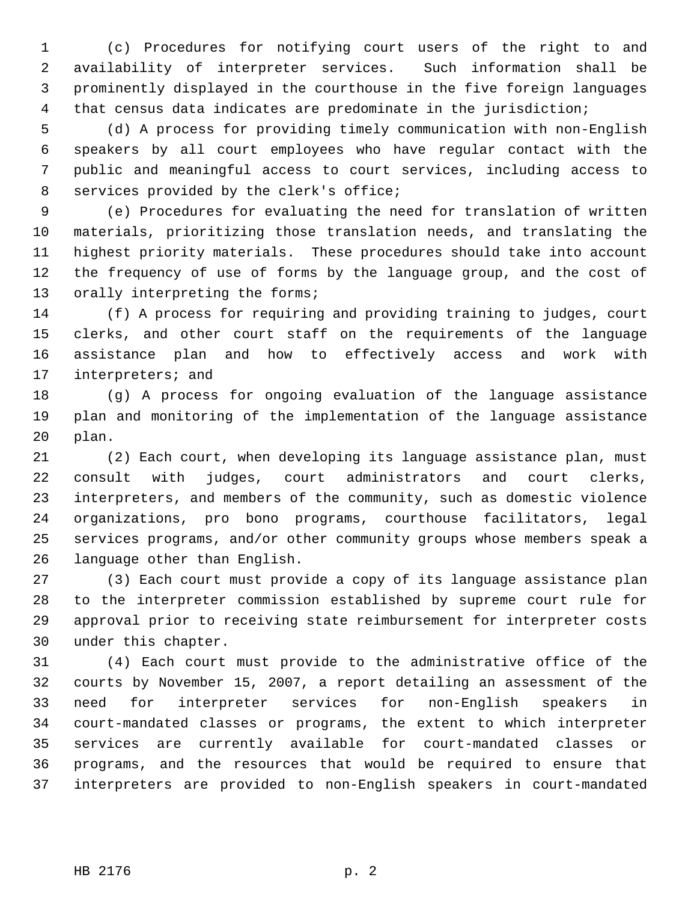(c) Procedures for notifying court users of the right to and availability of interpreter services. Such information shall be prominently displayed in the courthouse in the five foreign languages that census data indicates are predominate in the jurisdiction;

(d) A process for providing timely communication with non-English speakers by all court employees who have regular contact with the public and meaningful access to court services, including access to services provided by the clerk's office;

(e) Procedures for evaluating the need for translation of written materials, prioritizing those translation needs, and translating the highest priority materials. These procedures should take into account the frequency of use of forms by the language group, and the cost of orally interpreting the forms;

(f) A process for requiring and providing training to judges, court clerks, and other court staff on the requirements of the language assistance plan and how to effectively access and work with interpreters; and

(g) A process for ongoing evaluation of the language assistance plan and monitoring of the implementation of the language assistance plan.

(2) Each court, when developing its language assistance plan, must consult with judges, court administrators and court clerks, interpreters, and members of the community, such as domestic violence organizations, pro bono programs, courthouse facilitators, legal services programs, and/or other community groups whose members speak a language other than English.

(3) Each court must provide a copy of its language assistance plan to the interpreter commission established by supreme court rule for approval prior to receiving state reimbursement for interpreter costs under this chapter.

(4) Each court must provide to the administrative office of the courts by November 15, 2007, a report detailing an assessment of the need for interpreter services for non-English speakers in court-mandated classes or programs, the extent to which interpreter services are currently available for court-mandated classes or programs, and the resources that would be required to ensure that interpreters are provided to non-English speakers in court-mandated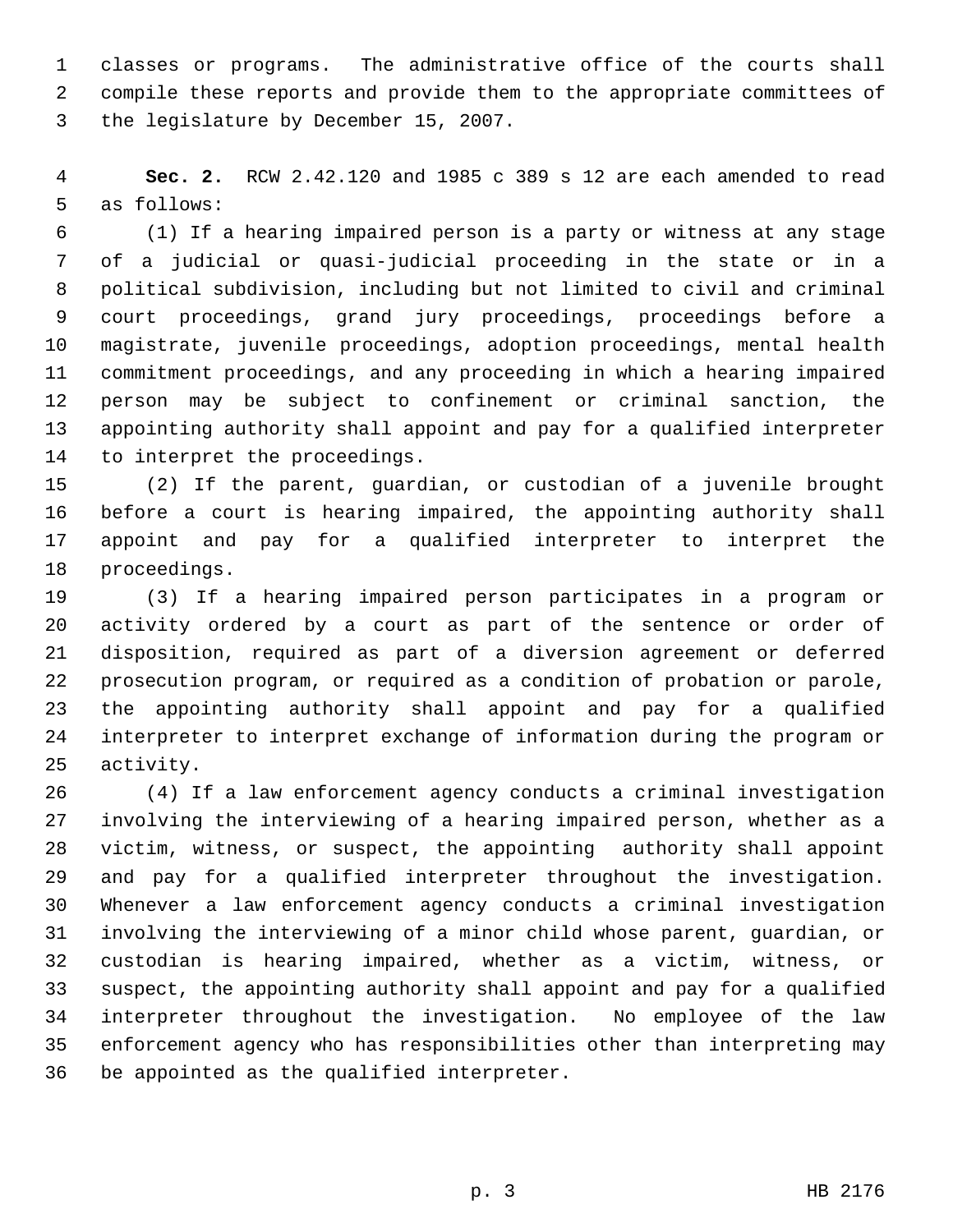classes or programs. The administrative office of the courts shall compile these reports and provide them to the appropriate committees of the legislature by December 15, 2007.

**Sec. 2.** RCW 2.42.120 and 1985 c 389 s 12 are each amended to read as follows:

(1) If a hearing impaired person is a party or witness at any stage of a judicial or quasi-judicial proceeding in the state or in a political subdivision, including but not limited to civil and criminal court proceedings, grand jury proceedings, proceedings before a magistrate, juvenile proceedings, adoption proceedings, mental health commitment proceedings, and any proceeding in which a hearing impaired person may be subject to confinement or criminal sanction, the appointing authority shall appoint and pay for a qualified interpreter to interpret the proceedings.

(2) If the parent, guardian, or custodian of a juvenile brought before a court is hearing impaired, the appointing authority shall appoint and pay for a qualified interpreter to interpret the proceedings.

(3) If a hearing impaired person participates in a program or activity ordered by a court as part of the sentence or order of disposition, required as part of a diversion agreement or deferred prosecution program, or required as a condition of probation or parole, the appointing authority shall appoint and pay for a qualified interpreter to interpret exchange of information during the program or activity.

(4) If a law enforcement agency conducts a criminal investigation involving the interviewing of a hearing impaired person, whether as a victim, witness, or suspect, the appointing authority shall appoint and pay for a qualified interpreter throughout the investigation. Whenever a law enforcement agency conducts a criminal investigation involving the interviewing of a minor child whose parent, guardian, or custodian is hearing impaired, whether as a victim, witness, or suspect, the appointing authority shall appoint and pay for a qualified interpreter throughout the investigation. No employee of the law enforcement agency who has responsibilities other than interpreting may be appointed as the qualified interpreter.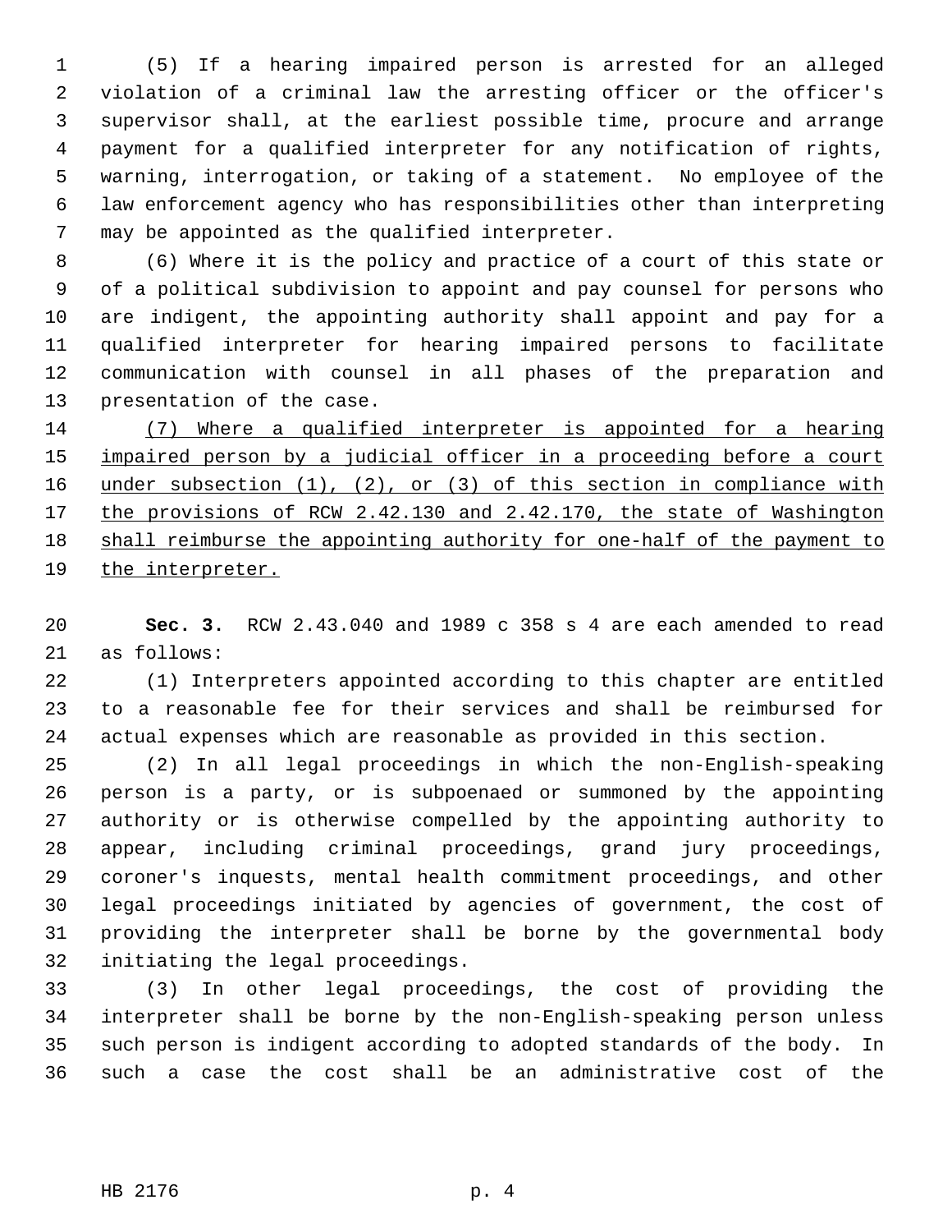(5) If a hearing impaired person is arrested for an alleged violation of a criminal law the arresting officer or the officer's supervisor shall, at the earliest possible time, procure and arrange payment for a qualified interpreter for any notification of rights, warning, interrogation, or taking of a statement. No employee of the law enforcement agency who has responsibilities other than interpreting may be appointed as the qualified interpreter.

(6) Where it is the policy and practice of a court of this state or of a political subdivision to appoint and pay counsel for persons who are indigent, the appointing authority shall appoint and pay for a qualified interpreter for hearing impaired persons to facilitate communication with counsel in all phases of the preparation and presentation of the case.

<u>(7) Where a qualified interpreter is appointed for a hearing impaired person by a judicial officer in a proceeding before a court under subsection (1), (2), or (3) of this section in compliance with the provisions of RCW 2.42.130 and 2.42.170, the state of Washington shall reimburse the appointing authority for one-half of the payment to the interpreter.</u>

**Sec. 3.** RCW 2.43.040 and 1989 c 358 s 4 are each amended to read as follows:

(1) Interpreters appointed according to this chapter are entitled to a reasonable fee for their services and shall be reimbursed for actual expenses which are reasonable as provided in this section.

(2) In all legal proceedings in which the non-English-speaking person is a party, or is subpoenaed or summoned by the appointing authority or is otherwise compelled by the appointing authority to appear, including criminal proceedings, grand jury proceedings, coroner's inquests, mental health commitment proceedings, and other legal proceedings initiated by agencies of government, the cost of providing the interpreter shall be borne by the governmental body initiating the legal proceedings.

(3) In other legal proceedings, the cost of providing the interpreter shall be borne by the non-English-speaking person unless such person is indigent according to adopted standards of the body. In such a case the cost shall be an administrative cost of the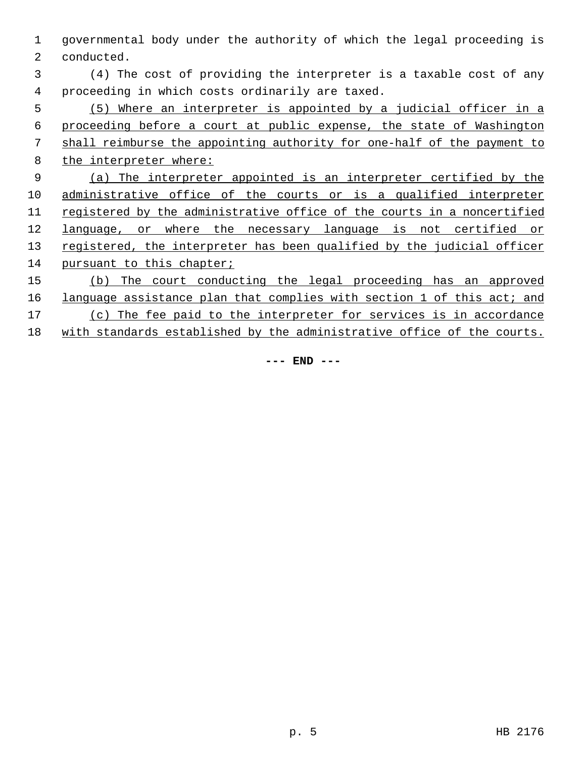governmental body under the authority of which the legal proceeding is conducted.

(4) The cost of providing the interpreter is a taxable cost of any proceeding in which costs ordinarily are taxed.

(5) Where an interpreter is appointed by a judicial officer in a proceeding before a court at public expense, the state of Washington shall reimburse the appointing authority for one-half of the payment to the interpreter where:

(a) The interpreter appointed is an interpreter certified by the administrative office of the courts or is a qualified interpreter registered by the administrative office of the courts in a noncertified language, or where the necessary language is not certified or registered, the interpreter has been qualified by the judicial officer pursuant to this chapter;

(b) The court conducting the legal proceeding has an approved language assistance plan that complies with section 1 of this act; and

(c) The fee paid to the interpreter for services is in accordance with standards established by the administrative office of the courts.

**--- END ---**